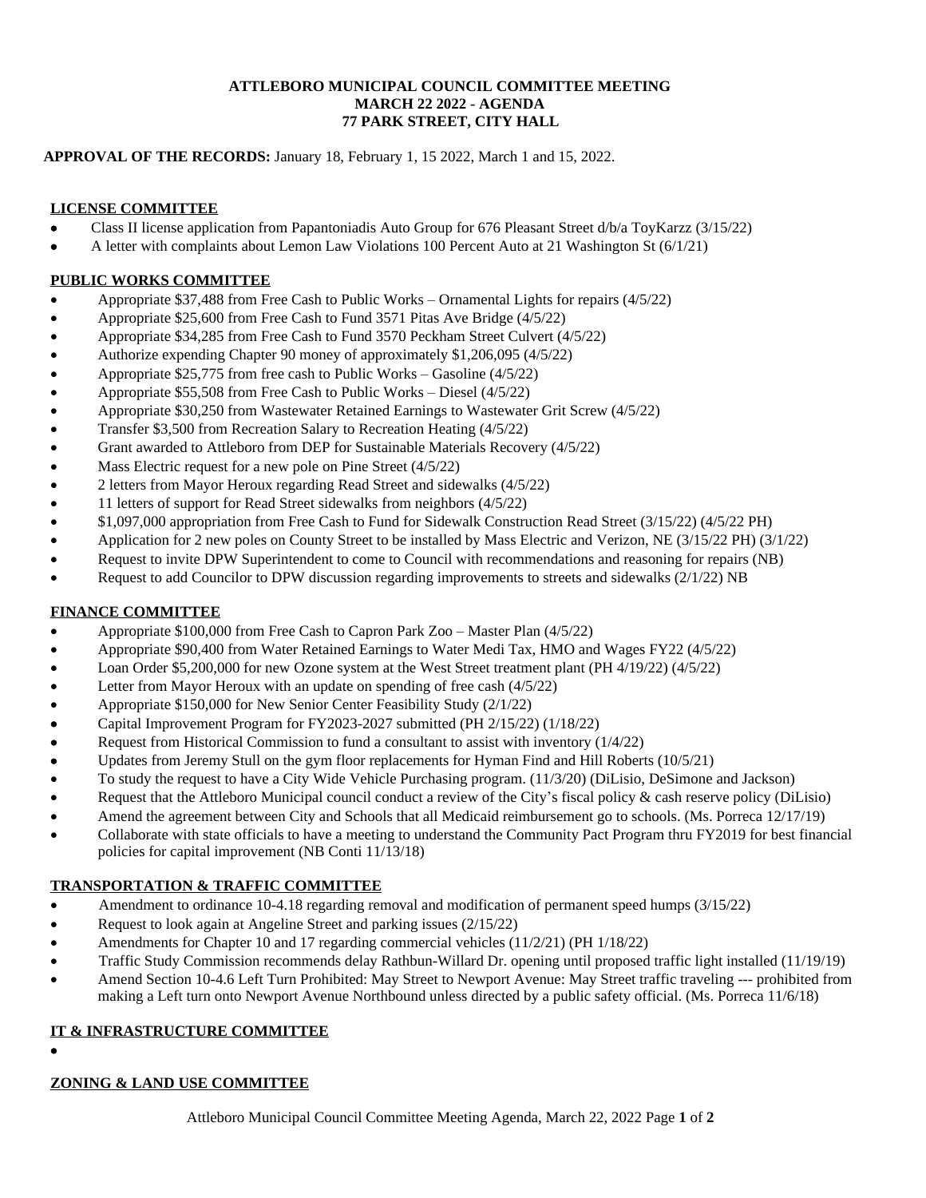**ATTLEBORO MUNICIPAL COUNCIL COMMITTEE MEETING**
**MARCH 22 2022 - AGENDA**
**77 PARK STREET, CITY HALL**

**APPROVAL OF THE RECORDS:** January 18, February 1, 15 2022, March 1 and 15, 2022.

## LICENSE COMMITTEE

- Class II license application from Papantoniadis Auto Group for 676 Pleasant Street d/b/a ToyKarzz (3/15/22)
- A letter with complaints about Lemon Law Violations 100 Percent Auto at 21 Washington St (6/1/21)

## PUBLIC WORKS COMMITTEE

- Appropriate $37,488 from Free Cash to Public Works – Ornamental Lights for repairs (4/5/22)
- Appropriate $25,600 from Free Cash to Fund 3571 Pitas Ave Bridge (4/5/22)
- Appropriate $34,285 from Free Cash to Fund 3570 Peckham Street Culvert (4/5/22)
- Authorize expending Chapter 90 money of approximately $1,206,095 (4/5/22)
- Appropriate $25,775 from free cash to Public Works – Gasoline (4/5/22)
- Appropriate $55,508 from Free Cash to Public Works – Diesel (4/5/22)
- Appropriate $30,250 from Wastewater Retained Earnings to Wastewater Grit Screw (4/5/22)
- Transfer $3,500 from Recreation Salary to Recreation Heating (4/5/22)
- Grant awarded to Attleboro from DEP for Sustainable Materials Recovery (4/5/22)
- Mass Electric request for a new pole on Pine Street (4/5/22)
- 2 letters from Mayor Heroux regarding Read Street and sidewalks (4/5/22)
- 11 letters of support for Read Street sidewalks from neighbors (4/5/22)
- $1,097,000 appropriation from Free Cash to Fund for Sidewalk Construction Read Street (3/15/22) (4/5/22 PH)
- Application for 2 new poles on County Street to be installed by Mass Electric and Verizon, NE (3/15/22 PH) (3/1/22)
- Request to invite DPW Superintendent to come to Council with recommendations and reasoning for repairs (NB)
- Request to add Councilor to DPW discussion regarding improvements to streets and sidewalks (2/1/22) NB

## FINANCE COMMITTEE

- Appropriate $100,000 from Free Cash to Capron Park Zoo – Master Plan (4/5/22)
- Appropriate $90,400 from Water Retained Earnings to Water Medi Tax, HMO and Wages FY22 (4/5/22)
- Loan Order $5,200,000 for new Ozone system at the West Street treatment plant (PH 4/19/22) (4/5/22)
- Letter from Mayor Heroux with an update on spending of free cash (4/5/22)
- Appropriate $150,000 for New Senior Center Feasibility Study (2/1/22)
- Capital Improvement Program for FY2023-2027 submitted (PH 2/15/22) (1/18/22)
- Request from Historical Commission to fund a consultant to assist with inventory (1/4/22)
- Updates from Jeremy Stull on the gym floor replacements for Hyman Find and Hill Roberts (10/5/21)
- To study the request to have a City Wide Vehicle Purchasing program. (11/3/20) (DiLisio, DeSimone and Jackson)
- Request that the Attleboro Municipal council conduct a review of the City's fiscal policy & cash reserve policy (DiLisio)
- Amend the agreement between City and Schools that all Medicaid reimbursement go to schools. (Ms. Porreca 12/17/19)
- Collaborate with state officials to have a meeting to understand the Community Pact Program thru FY2019 for best financial policies for capital improvement (NB Conti 11/13/18)

## TRANSPORTATION & TRAFFIC COMMITTEE

- Amendment to ordinance 10-4.18 regarding removal and modification of permanent speed humps (3/15/22)
- Request to look again at Angeline Street and parking issues (2/15/22)
- Amendments for Chapter 10 and 17 regarding commercial vehicles (11/2/21) (PH 1/18/22)
- Traffic Study Commission recommends delay Rathbun-Willard Dr. opening until proposed traffic light installed (11/19/19)
- Amend Section 10-4.6 Left Turn Prohibited: May Street to Newport Avenue: May Street traffic traveling --- prohibited from making a Left turn onto Newport Avenue Northbound unless directed by a public safety official. (Ms. Porreca 11/6/18)

## IT & INFRASTRUCTURE COMMITTEE

- 

## ZONING & LAND USE COMMITTEE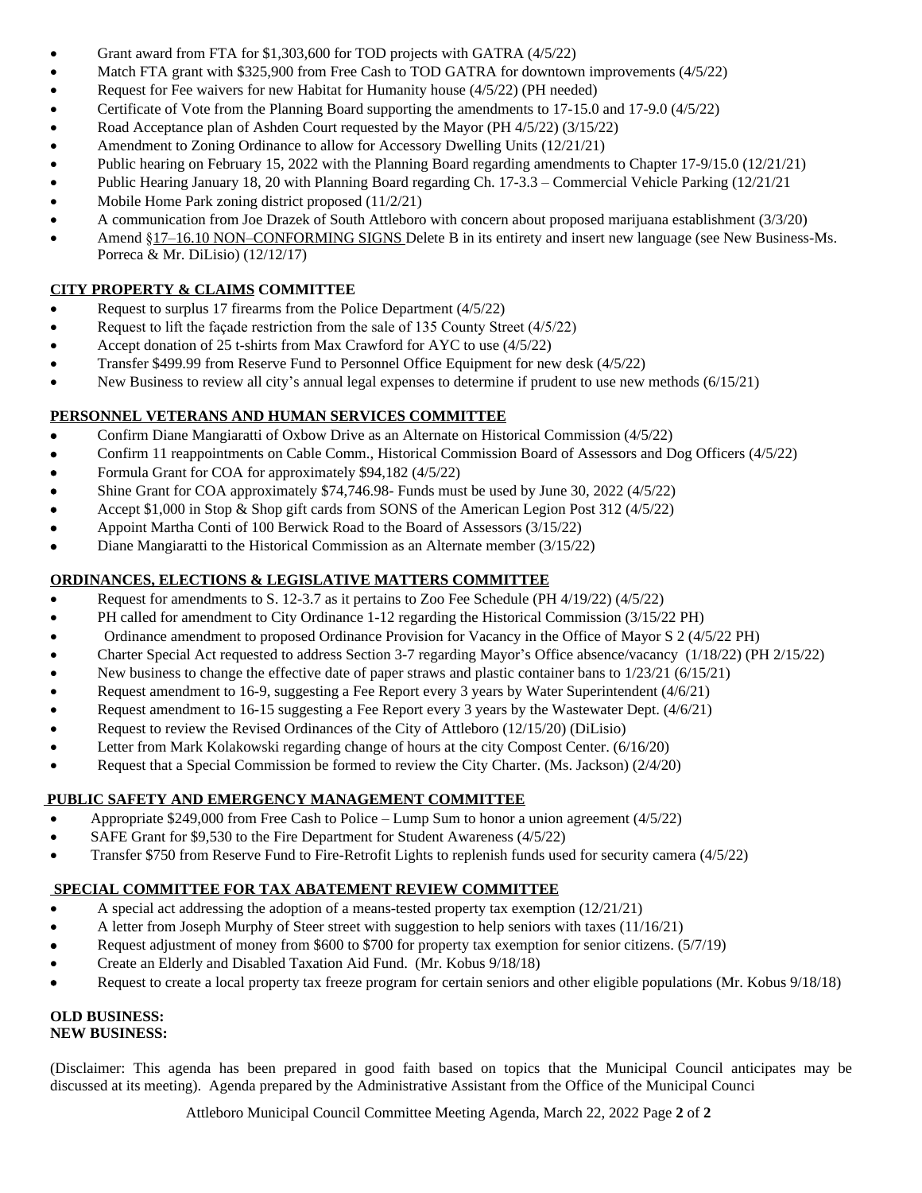- Grant award from FTA for $1,303,600 for TOD projects with GATRA (4/5/22)
- Match FTA grant with $325,900 from Free Cash to TOD GATRA for downtown improvements (4/5/22)
- Request for Fee waivers for new Habitat for Humanity house (4/5/22) (PH needed)
- Certificate of Vote from the Planning Board supporting the amendments to 17-15.0 and 17-9.0 (4/5/22)
- Road Acceptance plan of Ashden Court requested by the Mayor (PH 4/5/22) (3/15/22)
- Amendment to Zoning Ordinance to allow for Accessory Dwelling Units (12/21/21)
- Public hearing on February 15, 2022 with the Planning Board regarding amendments to Chapter 17-9/15.0 (12/21/21)
- Public Hearing January 18, 20 with Planning Board regarding Ch. 17-3.3 – Commercial Vehicle Parking (12/21/21
- Mobile Home Park zoning district proposed (11/2/21)
- A communication from Joe Drazek of South Attleboro with concern about proposed marijuana establishment (3/3/20)
- Amend §17–16.10 NON–CONFORMING SIGNS Delete B in its entirety and insert new language (see New Business-Ms. Porreca & Mr. DiLisio) (12/12/17)

**CITY PROPERTY & CLAIMS COMMITTEE**

- Request to surplus 17 firearms from the Police Department (4/5/22)
- Request to lift the façade restriction from the sale of 135 County Street (4/5/22)
- Accept donation of 25 t-shirts from Max Crawford for AYC to use (4/5/22)
- Transfer $499.99 from Reserve Fund to Personnel Office Equipment for new desk (4/5/22)
- New Business to review all city's annual legal expenses to determine if prudent to use new methods (6/15/21)

**PERSONNEL VETERANS AND HUMAN SERVICES COMMITTEE**

- Confirm Diane Mangiaratti of Oxbow Drive as an Alternate on Historical Commission (4/5/22)
- Confirm 11 reappointments on Cable Comm., Historical Commission Board of Assessors and Dog Officers (4/5/22)
- Formula Grant for COA for approximately $94,182 (4/5/22)
- Shine Grant for COA approximately $74,746.98- Funds must be used by June 30, 2022 (4/5/22)
- Accept $1,000 in Stop & Shop gift cards from SONS of the American Legion Post 312 (4/5/22)
- Appoint Martha Conti of 100 Berwick Road to the Board of Assessors (3/15/22)
- Diane Mangiaratti to the Historical Commission as an Alternate member (3/15/22)

**ORDINANCES, ELECTIONS & LEGISLATIVE MATTERS COMMITTEE**

- Request for amendments to S. 12-3.7 as it pertains to Zoo Fee Schedule (PH 4/19/22) (4/5/22)
- PH called for amendment to City Ordinance 1-12 regarding the Historical Commission (3/15/22 PH)
- Ordinance amendment to proposed Ordinance Provision for Vacancy in the Office of Mayor S 2 (4/5/22 PH)
- Charter Special Act requested to address Section 3-7 regarding Mayor's Office absence/vacancy (1/18/22) (PH 2/15/22)
- New business to change the effective date of paper straws and plastic container bans to 1/23/21 (6/15/21)
- Request amendment to 16-9, suggesting a Fee Report every 3 years by Water Superintendent (4/6/21)
- Request amendment to 16-15 suggesting a Fee Report every 3 years by the Wastewater Dept. (4/6/21)
- Request to review the Revised Ordinances of the City of Attleboro (12/15/20) (DiLisio)
- Letter from Mark Kolakowski regarding change of hours at the city Compost Center. (6/16/20)
- Request that a Special Commission be formed to review the City Charter. (Ms. Jackson) (2/4/20)

**PUBLIC SAFETY AND EMERGENCY MANAGEMENT COMMITTEE**

- Appropriate $249,000 from Free Cash to Police – Lump Sum to honor a union agreement (4/5/22)
- SAFE Grant for $9,530 to the Fire Department for Student Awareness (4/5/22)
- Transfer $750 from Reserve Fund to Fire-Retrofit Lights to replenish funds used for security camera (4/5/22)

**SPECIAL COMMITTEE FOR TAX ABATEMENT REVIEW COMMITTEE**

- A special act addressing the adoption of a means-tested property tax exemption (12/21/21)
- A letter from Joseph Murphy of Steer street with suggestion to help seniors with taxes (11/16/21)
- Request adjustment of money from $600 to $700 for property tax exemption for senior citizens. (5/7/19)
- Create an Elderly and Disabled Taxation Aid Fund. (Mr. Kobus 9/18/18)
- Request to create a local property tax freeze program for certain seniors and other eligible populations (Mr. Kobus 9/18/18)

**OLD BUSINESS:**
**NEW BUSINESS:**

(Disclaimer: This agenda has been prepared in good faith based on topics that the Municipal Council anticipates may be discussed at its meeting). Agenda prepared by the Administrative Assistant from the Office of the Municipal Counci